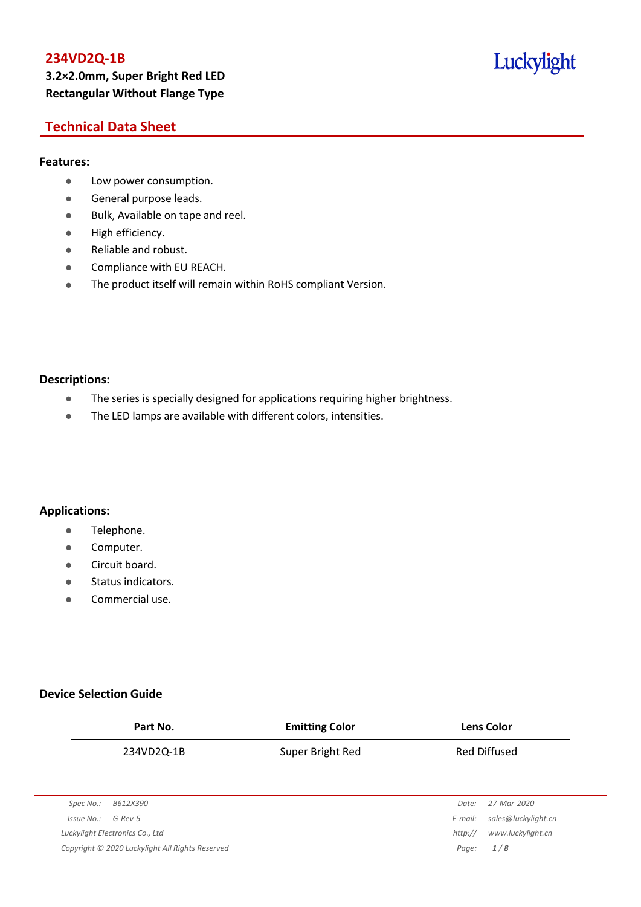# 234VD2Q-1B

**3.2×2.0mm, Super Bright Red LED**
**Rectangular Without Flange Type**

Luckylight

## Technical Data Sheet

### Features:

- Low power consumption.
- General purpose leads.
- Bulk, Available on tape and reel.
- High efficiency.
- Reliable and robust.
- Compliance with EU REACH.
- The product itself will remain within RoHS compliant Version.

### Descriptions:

- The series is specially designed for applications requiring higher brightness.
- The LED lamps are available with different colors, intensities.

### Applications:

- Telephone.
- Computer.
- Circuit board.
- Status indicators.
- Commercial use.

### Device Selection Guide

| Part No. | Emitting Color | Lens Color |
|---|---|---|
| 234VD2Q-1B | Super Bright Red | Red Diffused |

*Spec No.: B612X390*
*Issue No.: G-Rev-5*
*Luckylight Electronics Co., Ltd*
*Copyright © 2020 Luckylight All Rights Reserved*
*Date: 27-Mar-2020*
*E-mail: sales@luckylight.cn*
*http:// www.luckylight.cn*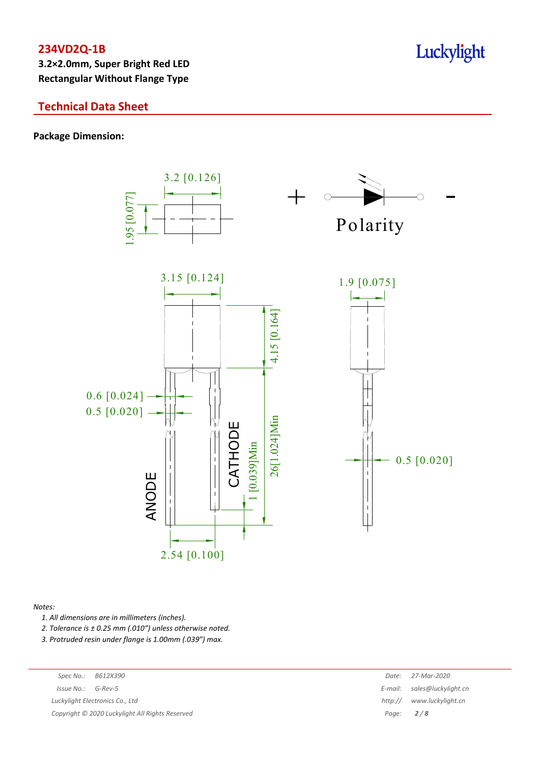**234VD2Q-1B**

**3.2×2.0mm, Super Bright Red LED**
**Rectangular Without Flange Type**

## Technical Data Sheet

**Package Dimension:**

3.2 [0.126]

1.95 [0.077]

+ Polarity -

3.15 [0.124]

1.9 [0.075]

4.15 [0.164]

0.6 [0.024]

0.5 [0.020]

CATHODE

1 [0.039]Min

26[1.024]Min

0.5 [0.020]

ANODE

2.54 [0.100]

*Notes:*

1. *All dimensions are in millimeters (inches).*
2. *Tolerance is ± 0.25 mm (.010″) unless otherwise noted.*
3. *Protruded resin under flange is 1.00mm (.039″) max.*

| | | | |
|---|---|---|---|
| *Spec No.:* | *B612X390* | *Date:* | *27-Mar-2020* |
| *Issue No.:* | *G-Rev-5* | *E-mail:* | *sales@luckylight.cn* |
| *Luckylight Electronics Co., Ltd* | | *http://* | *www.luckylight.cn* |
| *Copyright © 2020 Luckylight All Rights Reserved* | | | |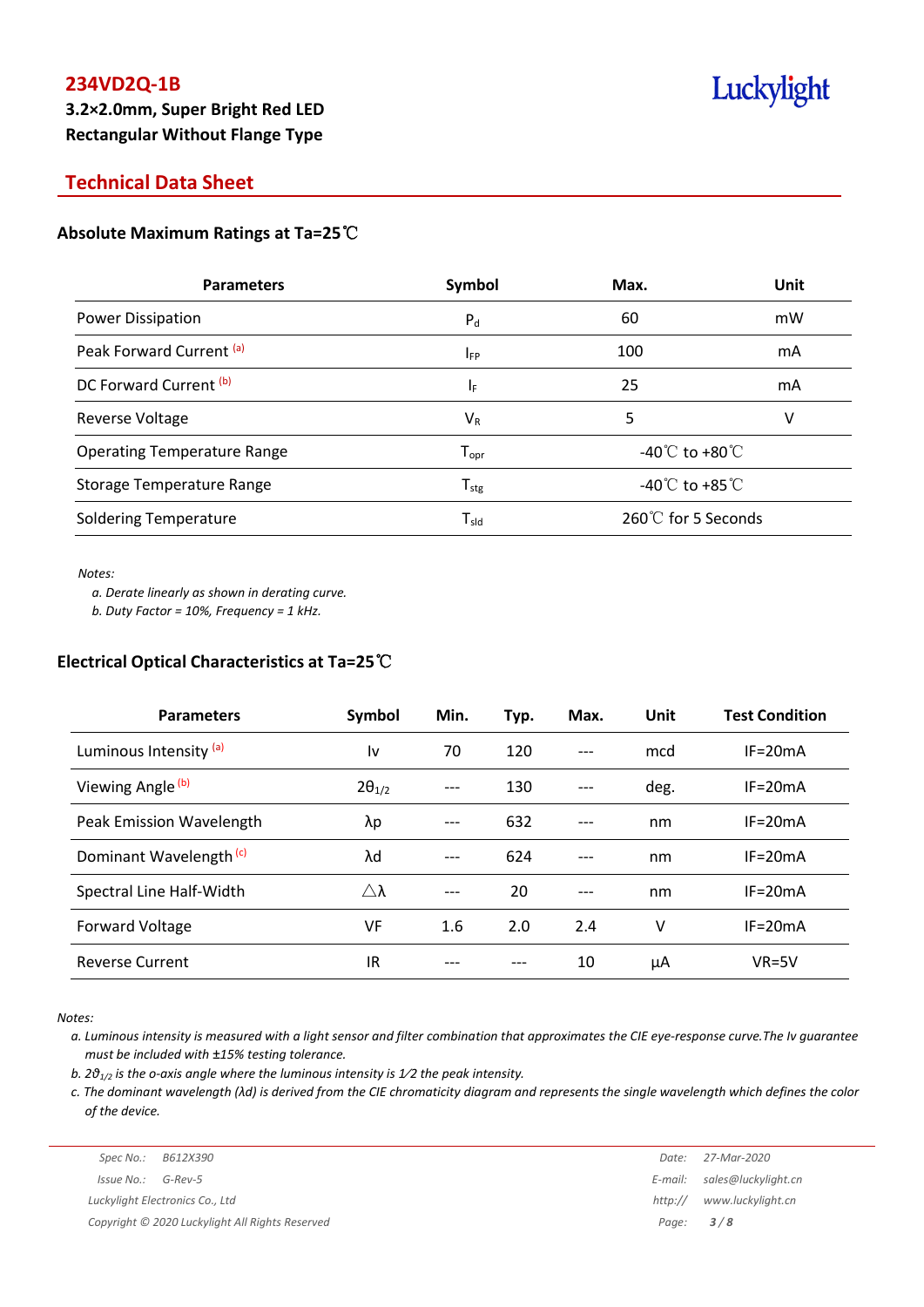# 234VD2Q-1B

**3.2×2.0mm, Super Bright Red LED**
**Rectangular Without Flange Type**

## Technical Data Sheet

### Absolute Maximum Ratings at Ta=25℃

| Parameters | Symbol | Max. | Unit |
|---|---|---|---|
| Power Dissipation | $P_d$ | 60 | mW |
| Peak Forward Current [a] | $I_{FP}$ | 100 | mA |
| DC Forward Current [b] | $I_F$ | 25 | mA |
| Reverse Voltage | $V_R$ | 5 | V |
| Operating Temperature Range | $T_{opr}$ | -40℃ to +80℃ | |
| Storage Temperature Range | $T_{stg}$ | -40℃ to +85℃ | |
| Soldering Temperature | $T_{sld}$ | 260℃ for 5 Seconds | |

*Notes:*

*a. Derate linearly as shown in derating curve.*
*b. Duty Factor = 10%, Frequency = 1 kHz.*

### Electrical Optical Characteristics at Ta=25℃

| Parameters | Symbol | Min. | Typ. | Max. | Unit | Test Condition |
|---|---|---|---|---|---|---|
| Luminous Intensity [a] | Iv | 70 | 120 | --- | mcd | IF=20mA |
| Viewing Angle [b] | $2\theta_{1/2}$ | --- | 130 | --- | deg. | IF=20mA |
| Peak Emission Wavelength | λp | --- | 632 | --- | nm | IF=20mA |
| Dominant Wavelength [c] | λd | --- | 624 | --- | nm | IF=20mA |
| Spectral Line Half-Width | △λ | --- | 20 | --- | nm | IF=20mA |
| Forward Voltage | VF | 1.6 | 2.0 | 2.4 | V | IF=20mA |
| Reverse Current | IR | --- | --- | 10 | μA | VR=5V |

*Notes:*

*a. Luminous intensity is measured with a light sensor and filter combination that approximates the CIE eye-response curve.The Iv guarantee must be included with ±15% testing tolerance.*
*b. $2\theta_{1/2}$ is the o-axis angle where the luminous intensity is 1⁄2 the peak intensity.*
*c. The dominant wavelength (λd) is derived from the CIE chromaticity diagram and represents the single wavelength which defines the color of the device.*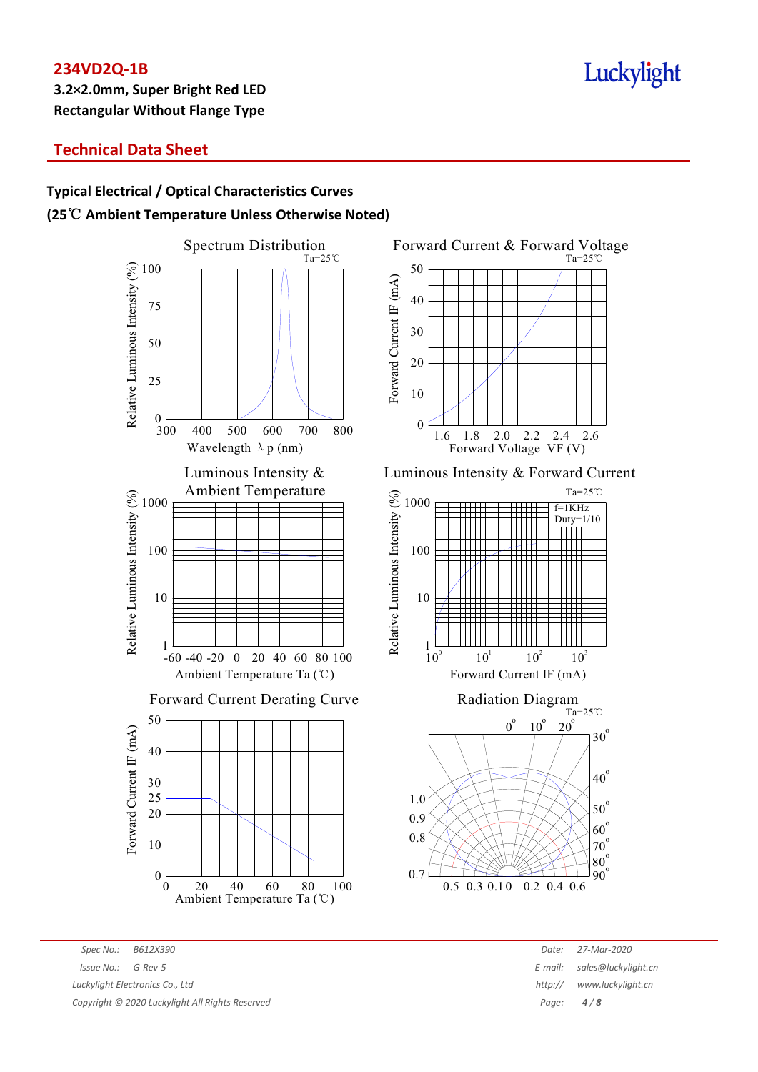**234VD2Q-1B**

**3.2×2.0mm, Super Bright Red LED**
**Rectangular Without Flange Type**

## Technical Data Sheet

### Typical Electrical / Optical Characteristics Curves
### (25℃ Ambient Temperature Unless Otherwise Noted)

Spectrum Distribution
Ta=25℃
Relative Luminous Intensity (%): 0, 25, 50, 75, 100
Wavelength λ p (nm): 300, 400, 500, 600, 700, 800

Forward Current & Forward Voltage
Ta=25℃
Forward Current IF (mA): 0, 10, 20, 30, 40, 50
Forward Voltage VF (V): 1.6, 1.8, 2.0, 2.2, 2.4, 2.6

Luminous Intensity & Ambient Temperature
Relative Luminous Intensity (%): 1, 10, 100, 1000
Ambient Temperature Ta (℃): -60, -40, -20, 0, 20, 40, 60, 80, 100

Luminous Intensity & Forward Current
Ta=25℃
f=1KHz
Duty=1/10
Relative Luminous Intensity (%): 1, 10, 100, 1000
Forward Current IF (mA): $10^0$, $10^1$, $10^2$, $10^3$

Forward Current Derating Curve
Forward Current IF (mA): 0, 10, 20, 25, 30, 40, 50
Ambient Temperature Ta (℃): 0, 20, 40, 60, 80, 100

Radiation Diagram
Ta=25℃
0°, 10°, 20°, 30°, 40°, 50°, 60°, 70°, 80°, 90°
1.0, 0.9, 0.8, 0.7
0.5, 0.3, 0.1, 0, 0.2, 0.4, 0.6

Spec No.: B612X390
Issue No.: G-Rev-5
Luckylight Electronics Co., Ltd
Copyright © 2020 Luckylight All Rights Reserved

Date: 27-Mar-2020
E-mail: sales@luckylight.cn
http:// www.luckylight.cn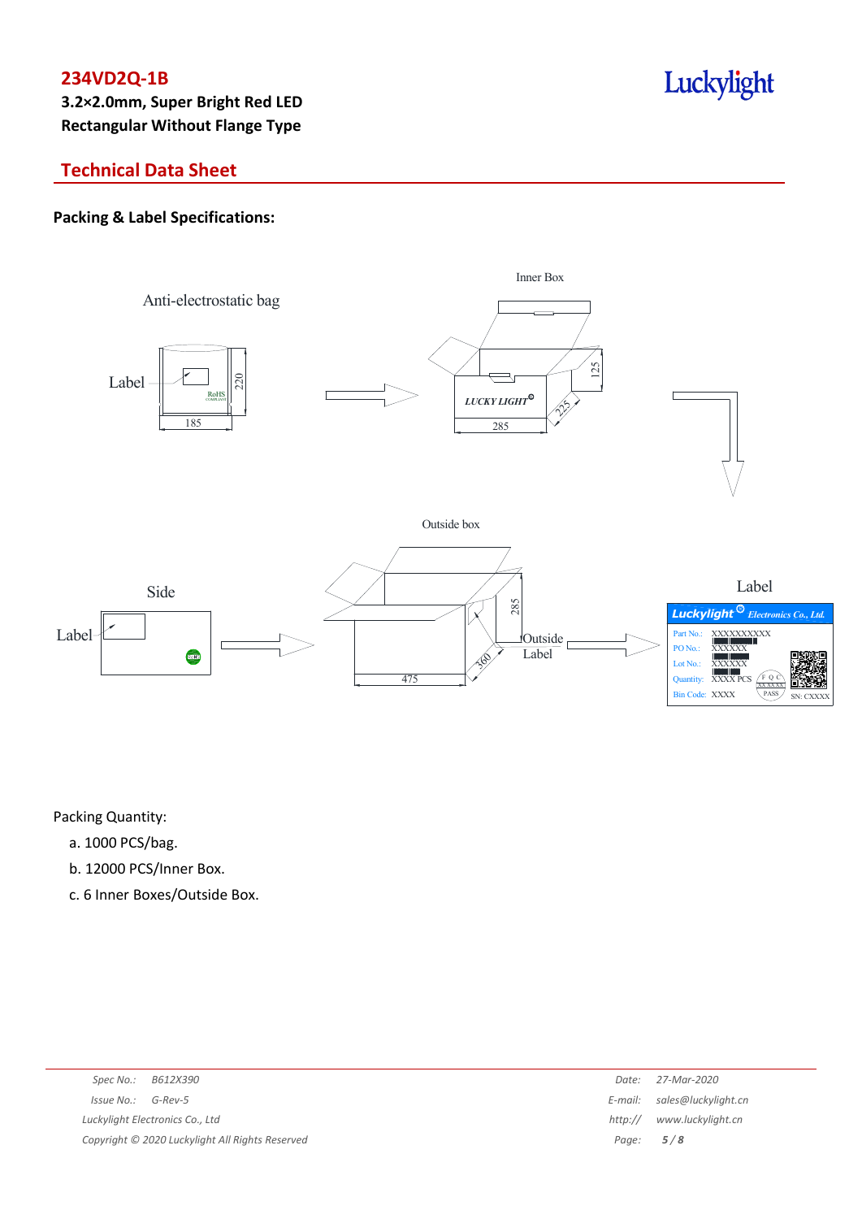# 234VD2Q-1B

**3.2×2.0mm, Super Bright Red LED**
**Rectangular Without Flange Type**

## Technical Data Sheet

### Packing & Label Specifications:

Anti-electrostatic bag

Label

185

220

Inner Box

LUCKY LIGHT

285

225

125

Outside box

Side

Label

475

360

285

Outside Label

Label

Luckylight Electronics Co., Ltd.

Part No.: XXXXXXXXXX
PO No.: XXXXXX
Lot No.: XXXXXX
Quantity: XXXX PCS
Bin Code: XXXX
SN: CXXXX

Packing Quantity:

a. 1000 PCS/bag.
b. 12000 PCS/Inner Box.
c. 6 Inner Boxes/Outside Box.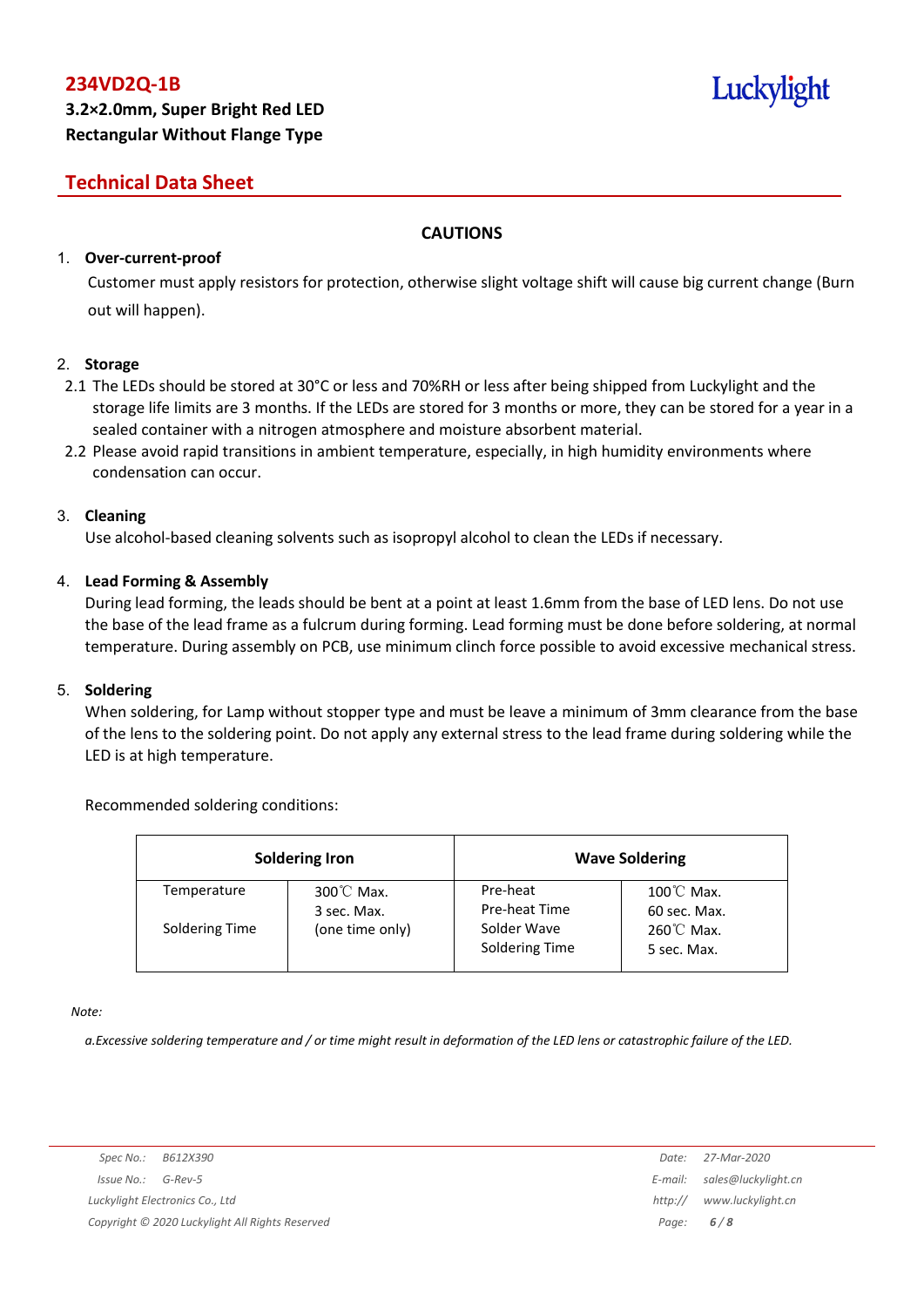## CAUTIONS

1. **Over-current-proof**

   Customer must apply resistors for protection, otherwise slight voltage shift will cause big current change (Burn out will happen).

2. **Storage**

   2.1 The LEDs should be stored at 30°C or less and 70%RH or less after being shipped from Luckylight and the storage life limits are 3 months. If the LEDs are stored for 3 months or more, they can be stored for a year in a sealed container with a nitrogen atmosphere and moisture absorbent material.

   2.2 Please avoid rapid transitions in ambient temperature, especially, in high humidity environments where condensation can occur.

3. **Cleaning**

   Use alcohol-based cleaning solvents such as isopropyl alcohol to clean the LEDs if necessary.

4. **Lead Forming & Assembly**

   During lead forming, the leads should be bent at a point at least 1.6mm from the base of LED lens. Do not use the base of the lead frame as a fulcrum during forming. Lead forming must be done before soldering, at normal temperature. During assembly on PCB, use minimum clinch force possible to avoid excessive mechanical stress.

5. **Soldering**

   When soldering, for Lamp without stopper type and must be leave a minimum of 3mm clearance from the base of the lens to the soldering point. Do not apply any external stress to the lead frame during soldering while the LED is at high temperature.

   Recommended soldering conditions:

| Soldering Iron | | Wave Soldering | |
|---|---|---|---|
| Temperature | 300℃ Max. | Pre-heat | 100℃ Max. |
| | 3 sec. Max. | Pre-heat Time | 60 sec. Max. |
| Soldering Time | (one time only) | Solder Wave | 260℃ Max. |
| | | Soldering Time | 5 sec. Max. |

*Note:*

*a.Excessive soldering temperature and / or time might result in deformation of the LED lens or catastrophic failure of the LED.*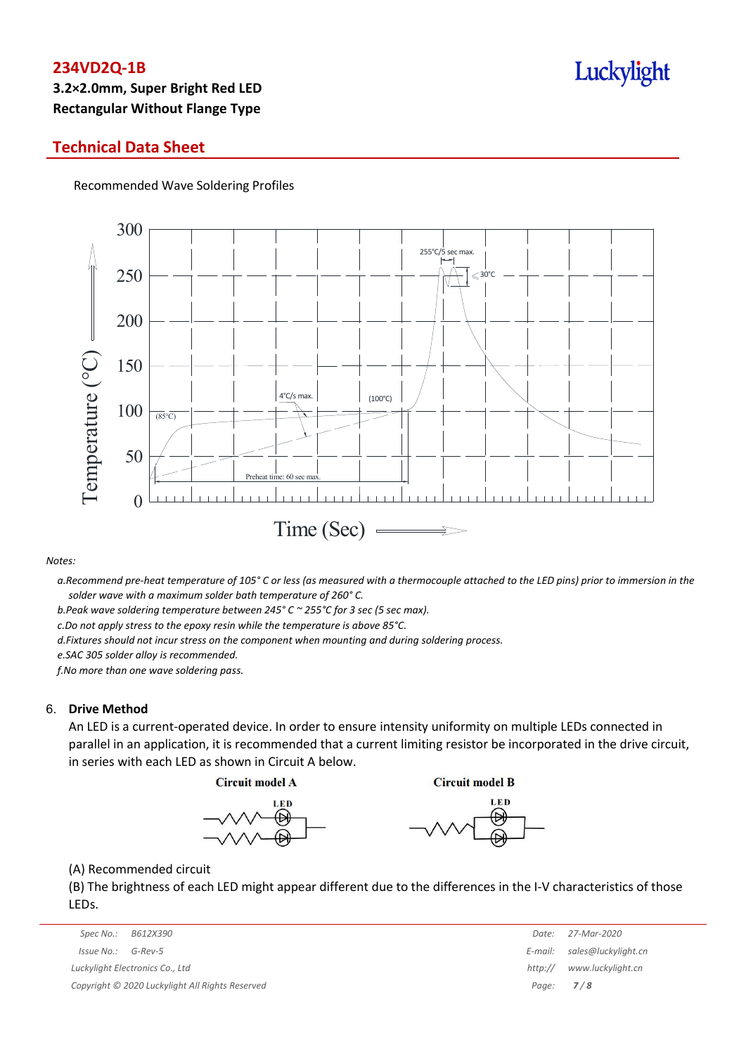# 234VD2Q-1B

**3.2×2.0mm, Super Bright Red LED**
**Rectangular Without Flange Type**

## Technical Data Sheet

Recommended Wave Soldering Profiles

*Notes:*

a. *Recommend pre-heat temperature of 105° C or less (as measured with a thermocouple attached to the LED pins) prior to immersion in the solder wave with a maximum solder bath temperature of 260° C.*
b. *Peak wave soldering temperature between 245° C ~ 255°C for 3 sec (5 sec max).*
c. *Do not apply stress to the epoxy resin while the temperature is above 85°C.*
d. *Fixtures should not incur stress on the component when mounting and during soldering process.*
e. *SAC 305 solder alloy is recommended.*
f. *No more than one wave soldering pass.*

## 6. Drive Method

An LED is a current-operated device. In order to ensure intensity uniformity on multiple LEDs connected in parallel in an application, it is recommended that a current limiting resistor be incorporated in the drive circuit, in series with each LED as shown in Circuit A below.

(A) Recommended circuit

(B) The brightness of each LED might appear different due to the differences in the I-V characteristics of those LEDs.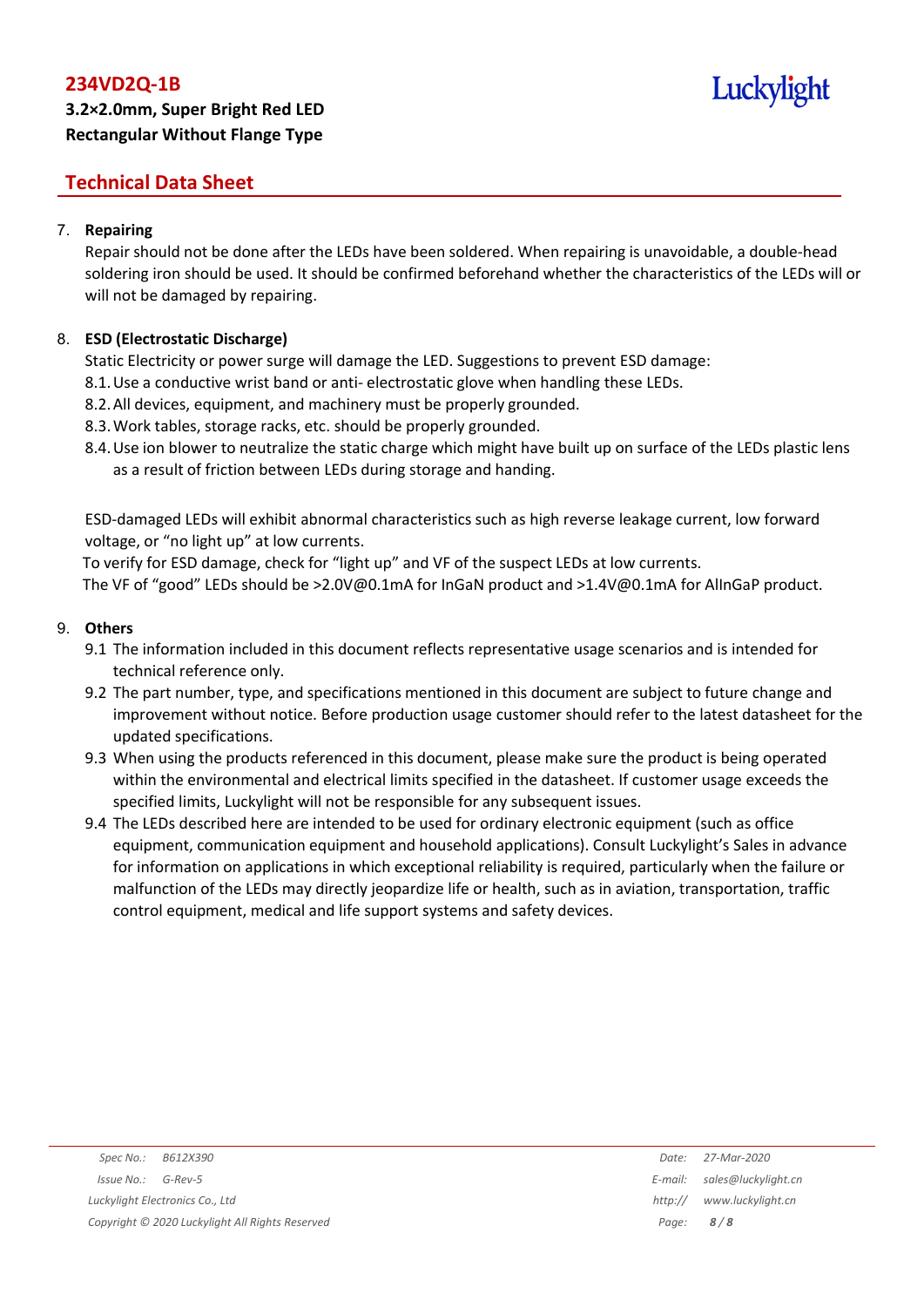## 7. Repairing

Repair should not be done after the LEDs have been soldered. When repairing is unavoidable, a double-head soldering iron should be used. It should be confirmed beforehand whether the characteristics of the LEDs will or will not be damaged by repairing.

## 8. ESD (Electrostatic Discharge)

Static Electricity or power surge will damage the LED. Suggestions to prevent ESD damage:

8.1. Use a conductive wrist band or anti- electrostatic glove when handling these LEDs.

8.2. All devices, equipment, and machinery must be properly grounded.

8.3. Work tables, storage racks, etc. should be properly grounded.

8.4. Use ion blower to neutralize the static charge which might have built up on surface of the LEDs plastic lens as a result of friction between LEDs during storage and handing.

ESD-damaged LEDs will exhibit abnormal characteristics such as high reverse leakage current, low forward voltage, or "no light up" at low currents.

To verify for ESD damage, check for "light up" and VF of the suspect LEDs at low currents.

The VF of "good" LEDs should be >2.0V@0.1mA for InGaN product and >1.4V@0.1mA for AlInGaP product.

## 9. Others

9.1 The information included in this document reflects representative usage scenarios and is intended for technical reference only.

9.2 The part number, type, and specifications mentioned in this document are subject to future change and improvement without notice. Before production usage customer should refer to the latest datasheet for the updated specifications.

9.3 When using the products referenced in this document, please make sure the product is being operated within the environmental and electrical limits specified in the datasheet. If customer usage exceeds the specified limits, Luckylight will not be responsible for any subsequent issues.

9.4 The LEDs described here are intended to be used for ordinary electronic equipment (such as office equipment, communication equipment and household applications). Consult Luckylight's Sales in advance for information on applications in which exceptional reliability is required, particularly when the failure or malfunction of the LEDs may directly jeopardize life or health, such as in aviation, transportation, traffic control equipment, medical and life support systems and safety devices.